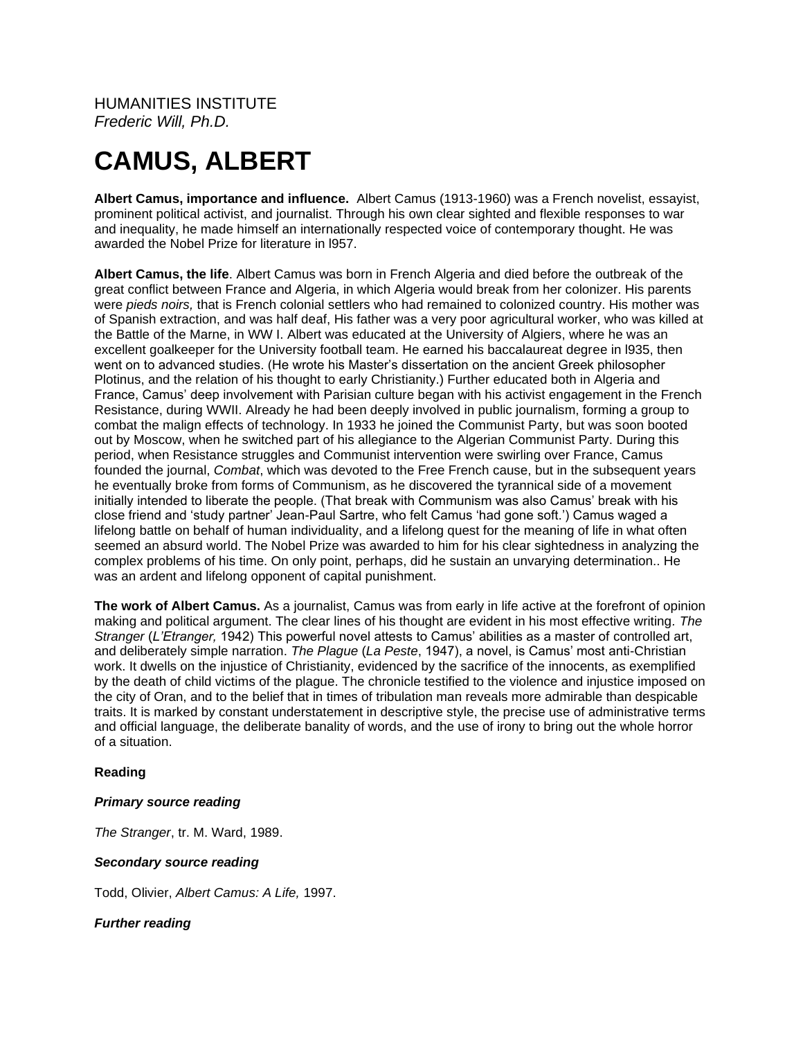HUMANITIES INSTITUTE
*Frederic Will, Ph.D.*

# CAMUS, ALBERT

**Albert Camus, importance and influence.** Albert Camus (1913-1960) was a French novelist, essayist, prominent political activist, and journalist. Through his own clear sighted and flexible responses to war and inequality, he made himself an internationally respected voice of contemporary thought. He was awarded the Nobel Prize for literature in l957.

**Albert Camus, the life**. Albert Camus was born in French Algeria and died before the outbreak of the great conflict between France and Algeria, in which Algeria would break from her colonizer. His parents were *pieds noirs,* that is French colonial settlers who had remained to colonized country. His mother was of Spanish extraction, and was half deaf, His father was a very poor agricultural worker, who was killed at the Battle of the Marne, in WW I. Albert was educated at the University of Algiers, where he was an excellent goalkeeper for the University football team. He earned his baccalaureat degree in l935, then went on to advanced studies. (He wrote his Master's dissertation on the ancient Greek philosopher Plotinus, and the relation of his thought to early Christianity.) Further educated both in Algeria and France, Camus' deep involvement with Parisian culture began with his activist engagement in the French Resistance, during WWII. Already he had been deeply involved in public journalism, forming a group to combat the malign effects of technology. In 1933 he joined the Communist Party, but was soon booted out by Moscow, when he switched part of his allegiance to the Algerian Communist Party. During this period, when Resistance struggles and Communist intervention were swirling over France, Camus founded the journal, *Combat*, which was devoted to the Free French cause, but in the subsequent years he eventually broke from forms of Communism, as he discovered the tyrannical side of a movement initially intended to liberate the people. (That break with Communism was also Camus' break with his close friend and 'study partner' Jean-Paul Sartre, who felt Camus 'had gone soft.') Camus waged a lifelong battle on behalf of human individuality, and a lifelong quest for the meaning of life in what often seemed an absurd world. The Nobel Prize was awarded to him for his clear sightedness in analyzing the complex problems of his time. On only point, perhaps, did he sustain an unvarying determination.. He was an ardent and lifelong opponent of capital punishment.

**The work of Albert Camus.** As a journalist, Camus was from early in life active at the forefront of opinion making and political argument. The clear lines of his thought are evident in his most effective writing. *The Stranger* (*L'Etranger,* 1942) This powerful novel attests to Camus' abilities as a master of controlled art, and deliberately simple narration. *The Plague* (*La Peste*, 1947), a novel, is Camus' most anti-Christian work. It dwells on the injustice of Christianity, evidenced by the sacrifice of the innocents, as exemplified by the death of child victims of the plague. The chronicle testified to the violence and injustice imposed on the city of Oran, and to the belief that in times of tribulation man reveals more admirable than despicable traits. It is marked by constant understatement in descriptive style, the precise use of administrative terms and official language, the deliberate banality of words, and the use of irony to bring out the whole horror of a situation.

**Reading**

***Primary source reading***

*The Stranger*, tr. M. Ward, 1989.

***Secondary source reading***

Todd, Olivier, *Albert Camus: A Life,* 1997.

***Further reading***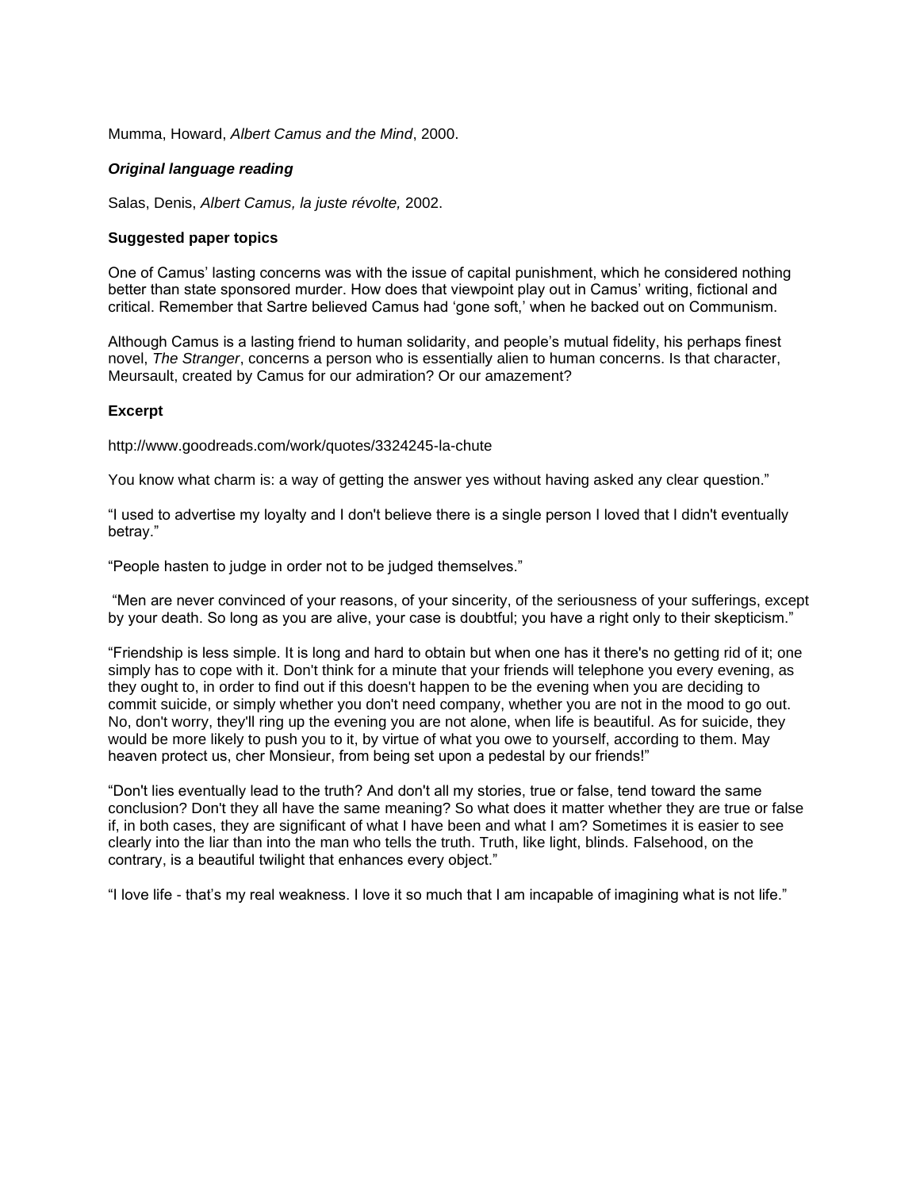Mumma, Howard, *Albert Camus and the Mind*, 2000.

***Original language reading***

Salas, Denis, *Albert Camus, la juste révolte,* 2002.

**Suggested paper topics**

One of Camus' lasting concerns was with the issue of capital punishment, which he considered nothing better than state sponsored murder. How does that viewpoint play out in Camus' writing, fictional and critical. Remember that Sartre believed Camus had 'gone soft,' when he backed out on Communism.

Although Camus is a lasting friend to human solidarity, and people's mutual fidelity, his perhaps finest novel, *The Stranger*, concerns a person who is essentially alien to human concerns. Is that character, Meursault, created by Camus for our admiration? Or our amazement?

**Excerpt**

http://www.goodreads.com/work/quotes/3324245-la-chute

You know what charm is: a way of getting the answer yes without having asked any clear question."

"I used to advertise my loyalty and I don't believe there is a single person I loved that I didn't eventually betray."

"People hasten to judge in order not to be judged themselves."

"Men are never convinced of your reasons, of your sincerity, of the seriousness of your sufferings, except by your death. So long as you are alive, your case is doubtful; you have a right only to their skepticism."

"Friendship is less simple. It is long and hard to obtain but when one has it there's no getting rid of it; one simply has to cope with it. Don't think for a minute that your friends will telephone you every evening, as they ought to, in order to find out if this doesn't happen to be the evening when you are deciding to commit suicide, or simply whether you don't need company, whether you are not in the mood to go out. No, don't worry, they'll ring up the evening you are not alone, when life is beautiful. As for suicide, they would be more likely to push you to it, by virtue of what you owe to yourself, according to them. May heaven protect us, cher Monsieur, from being set upon a pedestal by our friends!"

"Don't lies eventually lead to the truth? And don't all my stories, true or false, tend toward the same conclusion? Don't they all have the same meaning? So what does it matter whether they are true or false if, in both cases, they are significant of what I have been and what I am? Sometimes it is easier to see clearly into the liar than into the man who tells the truth. Truth, like light, blinds. Falsehood, on the contrary, is a beautiful twilight that enhances every object."

"I love life - that's my real weakness. I love it so much that I am incapable of imagining what is not life."